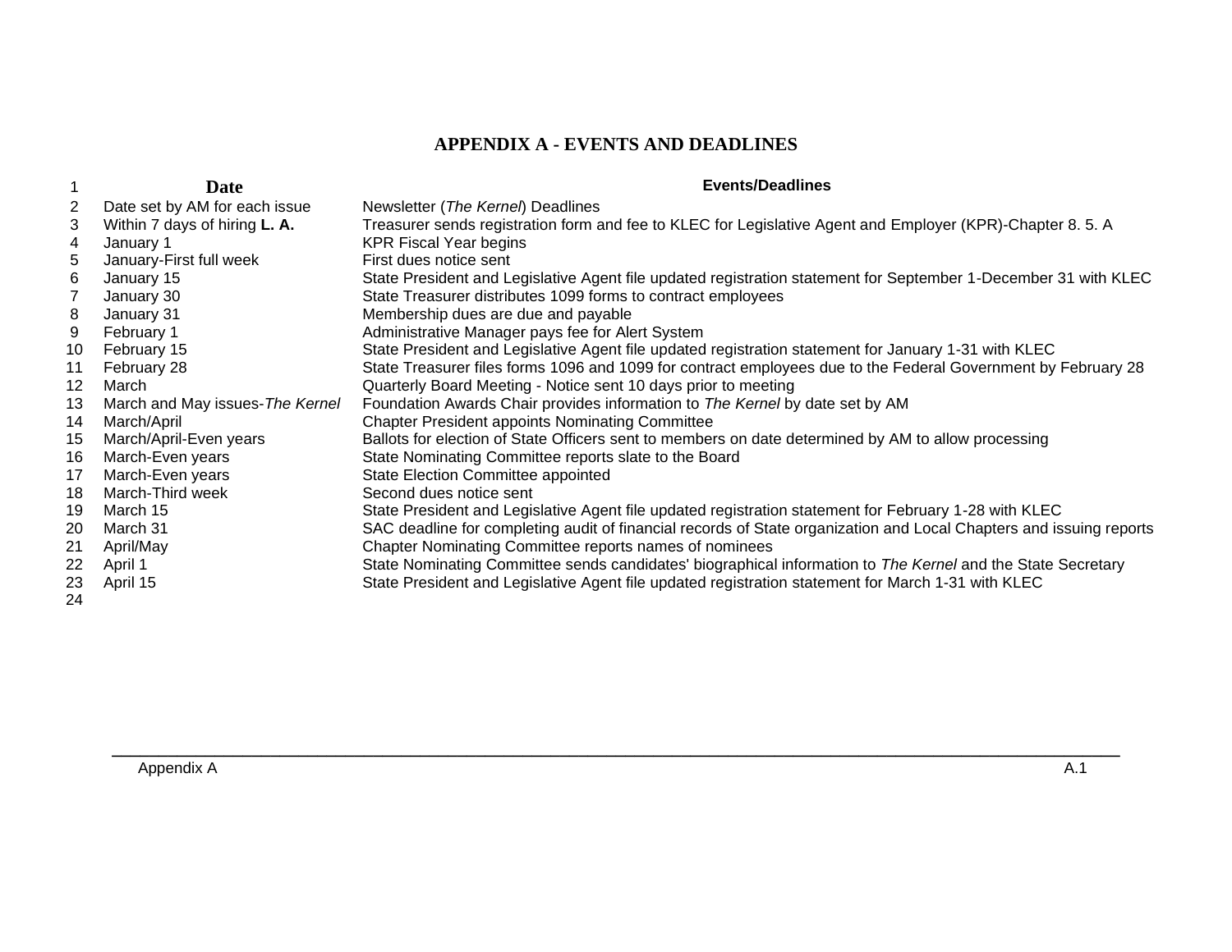# APPENDIX A - EVENTS AND DEADLINES

| | Date | Events/Deadlines |
|---|---|---|
| 1 | **Date** | **Events/Deadlines** |
| 2 | Date set by AM for each issue | Newsletter (*The Kernel*) Deadlines |
| 3 | Within 7 days of hiring **L. A.** | Treasurer sends registration form and fee to KLEC for Legislative Agent and Employer (KPR)-Chapter 8. 5. A |
| 4 | January 1 | KPR Fiscal Year begins |
| 5 | January-First full week | First dues notice sent |
| 6 | January 15 | State President and Legislative Agent file updated registration statement for September 1-December 31 with KLEC |
| 7 | January 30 | State Treasurer distributes 1099 forms to contract employees |
| 8 | January 31 | Membership dues are due and payable |
| 9 | February 1 | Administrative Manager pays fee for Alert System |
| 10 | February 15 | State President and Legislative Agent file updated registration statement for January 1-31 with KLEC |
| 11 | February 28 | State Treasurer files forms 1096 and 1099 for contract employees due to the Federal Government by February 28 |
| 12 | March | Quarterly Board Meeting - Notice sent 10 days prior to meeting |
| 13 | March and May issues-*The Kernel* | Foundation Awards Chair provides information to *The Kernel* by date set by AM |
| 14 | March/April | Chapter President appoints Nominating Committee |
| 15 | March/April-Even years | Ballots for election of State Officers sent to members on date determined by AM to allow processing |
| 16 | March-Even years | State Nominating Committee reports slate to the Board |
| 17 | March-Even years | State Election Committee appointed |
| 18 | March-Third week | Second dues notice sent |
| 19 | March 15 | State President and Legislative Agent file updated registration statement for February 1-28 with KLEC |
| 20 | March 31 | SAC deadline for completing audit of financial records of State organization and Local Chapters and issuing reports |
| 21 | April/May | Chapter Nominating Committee reports names of nominees |
| 22 | April 1 | State Nominating Committee sends candidates' biographical information to *The Kernel* and the State Secretary |
| 23 | April 15 | State President and Legislative Agent file updated registration statement for March 1-31 with KLEC |
| 24 | | |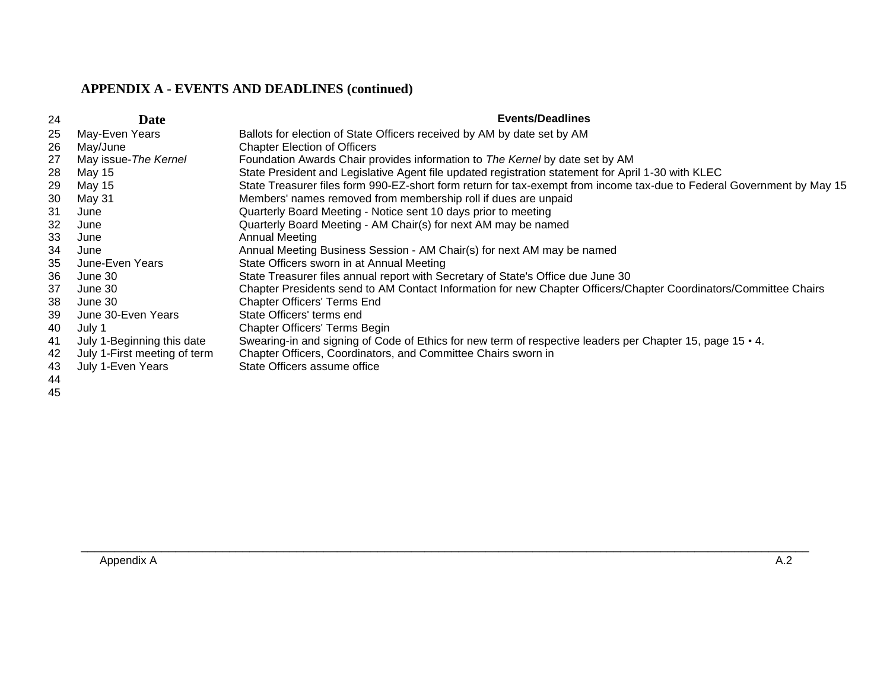## APPENDIX A - EVENTS AND DEADLINES (continued)

| Date | Events/Deadlines |
|---|---|
| May-Even Years | Ballots for election of State Officers received by AM by date set by AM |
| May/June | Chapter Election of Officers |
| May issue-*The Kernel* | Foundation Awards Chair provides information to *The Kernel* by date set by AM |
| May 15 | State President and Legislative Agent file updated registration statement for April 1-30 with KLEC |
| May 15 | State Treasurer files form 990-EZ-short form return for tax-exempt from income tax-due to Federal Government by May 15 |
| May 31 | Members' names removed from membership roll if dues are unpaid |
| June | Quarterly Board Meeting - Notice sent 10 days prior to meeting |
| June | Quarterly Board Meeting - AM Chair(s) for next AM may be named |
| June | Annual Meeting |
| June | Annual Meeting Business Session - AM Chair(s) for next AM may be named |
| June-Even Years | State Officers sworn in at Annual Meeting |
| June 30 | State Treasurer files annual report with Secretary of State's Office due June 30 |
| June 30 | Chapter Presidents send to AM Contact Information for new Chapter Officers/Chapter Coordinators/Committee Chairs |
| June 30 | Chapter Officers' Terms End |
| June 30-Even Years | State Officers' terms end |
| July 1 | Chapter Officers' Terms Begin |
| July 1-Beginning this date | Swearing-in and signing of Code of Ethics for new term of respective leaders per Chapter 15, page 15 • 4. |
| July 1-First meeting of term | Chapter Officers, Coordinators, and Committee Chairs sworn in |
| July 1-Even Years | State Officers assume office |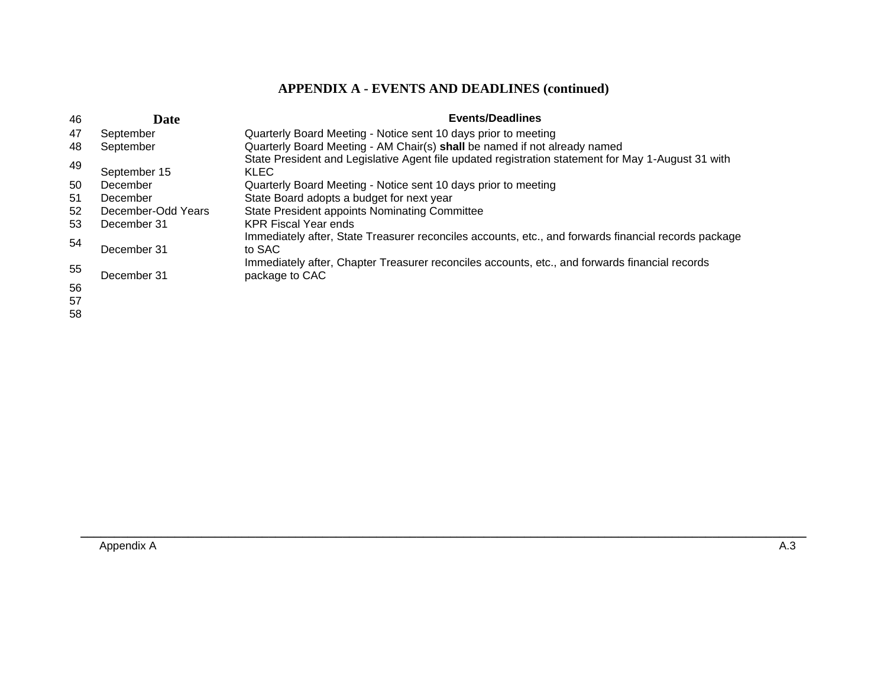## APPENDIX A - EVENTS AND DEADLINES (continued)

| Date | Events/Deadlines |
|---|---|
| September | Quarterly Board Meeting - Notice sent 10 days prior to meeting |
| September | Quarterly Board Meeting - AM Chair(s) **shall** be named if not already named |
| September 15 | State President and Legislative Agent file updated registration statement for May 1-August 31 with KLEC |
| December | Quarterly Board Meeting - Notice sent 10 days prior to meeting |
| December | State Board adopts a budget for next year |
| December-Odd Years | State President appoints Nominating Committee |
| December 31 | KPR Fiscal Year ends |
| December 31 | Immediately after, State Treasurer reconciles accounts, etc., and forwards financial records package to SAC |
| December 31 | Immediately after, Chapter Treasurer reconciles accounts, etc., and forwards financial records package to CAC |